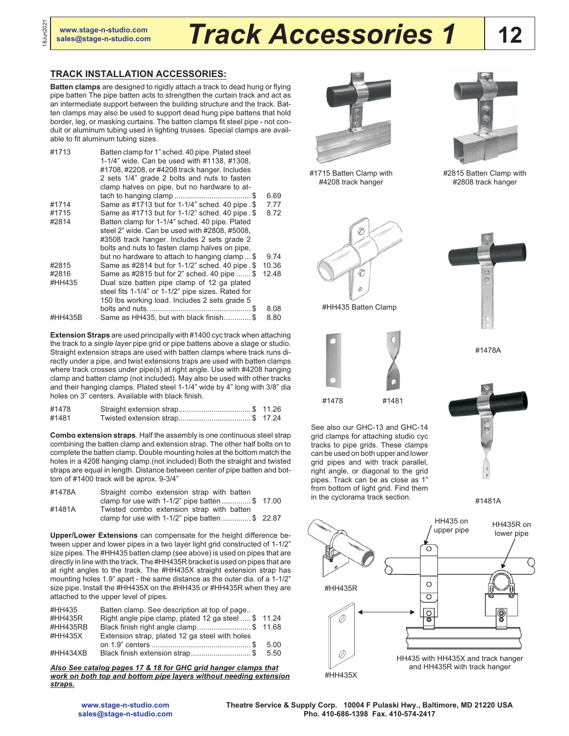# Track Accessories 1

## TRACK INSTALLATION ACCESSORIES:

**Batten clamps** are designed to rigidly attach a track to dead hung or flying pipe batten The pipe batten acts to strengthen the curtain track and act as an intermediate support between the building structure and the track. Batten clamps may also be used to support dead hung pipe battens that hold border, leg, or masking curtains. The batten clamps fit steel pipe - not conduit or aluminum tubing used in lighting trusses. Special clamps are available to fit aluminum tubing sizes.

| Item | Description | Price |
|---|---|---|
| #1713 | Batten clamp for 1" sched. 40 pipe. Plated steel 1-1/4" wide. Can be used with #1138, #1308, #1708, #2208, or #4208 track hanger. Includes 2 sets 1/4" grade 2 bolts and nuts to fasten clamp halves on pipe, but no hardware to attach to hanging clamp | $ 6.69 |
| #1714 | Same as #1713 but for 1-1/4" sched. 40 pipe | $ 7.77 |
| #1715 | Same as #1713 but for 1-1/2" sched. 40 pipe | $ 8.72 |
| #2814 | Batten clamp for 1-1/4" sched. 40 pipe. Plated steel 2" wide. Can be used with #2808, #5008, #3508 track hanger. Includes 2 sets grade 2 bolts and nuts to fasten clamp halves on pipe, but no hardware to attach to hanging clamp | $ 9.74 |
| #2815 | Same as #2814 but for 1-1/2" sched. 40 pipe | $ 10.36 |
| #2816 | Same as #2815 but for 2" sched. 40 pipe | $ 12.48 |
| #HH435 | Dual size batten pipe clamp of 12 ga plated steel fits 1-1/4" or 1-1/2" pipe sizes. Rated for 150 lbs working load. Includes 2 sets grade 5 bolts and nuts. | $ 8.08 |
| #HH435B | Same as HH435, but with black finish. | $ 8.80 |

#1715 Batten Clamp with #4208 track hanger

#2815 Batten Clamp with #2808 track hanger

#HH435 Batten Clamp

**Extension Straps** are used principally with #1400 cyc track when attaching the track to a *single layer* pipe grid or pipe battens above a stage or studio. Straight extension straps are used with batten clamps where track runs directly under a pipe, and twist extensions traps are used with batten clamps where track crosses under pipe(s) at right angle. Use with #4208 hanging clamp and batten clamp (not included). May also be used with other tracks and their hanging clamps. Plated steel 1-1/4" wide by 4" long with 3/8" dia holes on 3" centers. Available with black finish.

| Item | Description | Price |
|---|---|---|
| #1478 | Straight extension strap | $ 11.26 |
| #1481 | Twisted extension strap | $ 17.24 |

#1478 #1481

**Combo extension straps**. Half the assembly is one continuous steel strap combining the batten clamp and extension strap. The other half bolts on to complete the batten clamp. Double mounting holes at the bottom match the holes in a 4208 hanging clamp.(not included) Both the straight and twisted straps are equal in length. Distance between center of pipe batten and bottom of #1400 track will be aprox. 9-3/4"

| Item | Description | Price |
|---|---|---|
| #1478A | Straight combo extension strap with batten clamp for use with 1-1/2" pipe batten | $ 17.00 |
| #1481A | Twisted combo extension strap with batten clamp for use with 1-1/2" pipe batten | $ 22.87 |

#1478A

#1481A

See also our GHC-13 and GHC-14 grid clamps for attaching studio cyc tracks to pipe grids. These clamps can be used on both upper and lower grid pipes and with track parallel, right angle, or diagonal to the grid pipes. Track can be as close as 1" from bottom of light grid. Find them in the cyclorama track section.

**Upper/Lower Extensions** can compensate for the height difference between upper and lower pipes in a two layer light grid constructed of 1-1/2" size pipes. The #HH435 batten clamp (see above) is used on pipes that are directly in line with the track. The #HH435R bracket is used on pipes that are at right angles to the track. The #HH435X straight extension strap has mounting holes 1.9" apart - the same distance as the outer dia. of a 1-1/2" size pipe. Install the #HH435X on the #HH435 or #HH435R when they are attached to the upper level of pipes.

| Item | Description | Price |
|---|---|---|
| #HH435 | Batten clamp. See description at top of page.. | |
| #HH435R | Right angle pipe clamp, plated 12 ga steel | $ 11.24 |
| #HH435RB | Black finish right angle clamp | $ 11.68 |
| #HH435X | Extension strap, plated 12 ga steel with holes on 1.9" centers | $ 5.00 |
| #HH434XB | Black finish extension strap | $ 5.50 |

#HH435R

#HH435X

HH435 on upper pipe

HH435R on lower pipe

HH435 with HH435X and track hanger and HH435R with track hanger

***Also See catalog pages 17 & 18 for GHC grid hanger clamps that work on both top and bottom pipe layers without needing extension straps.***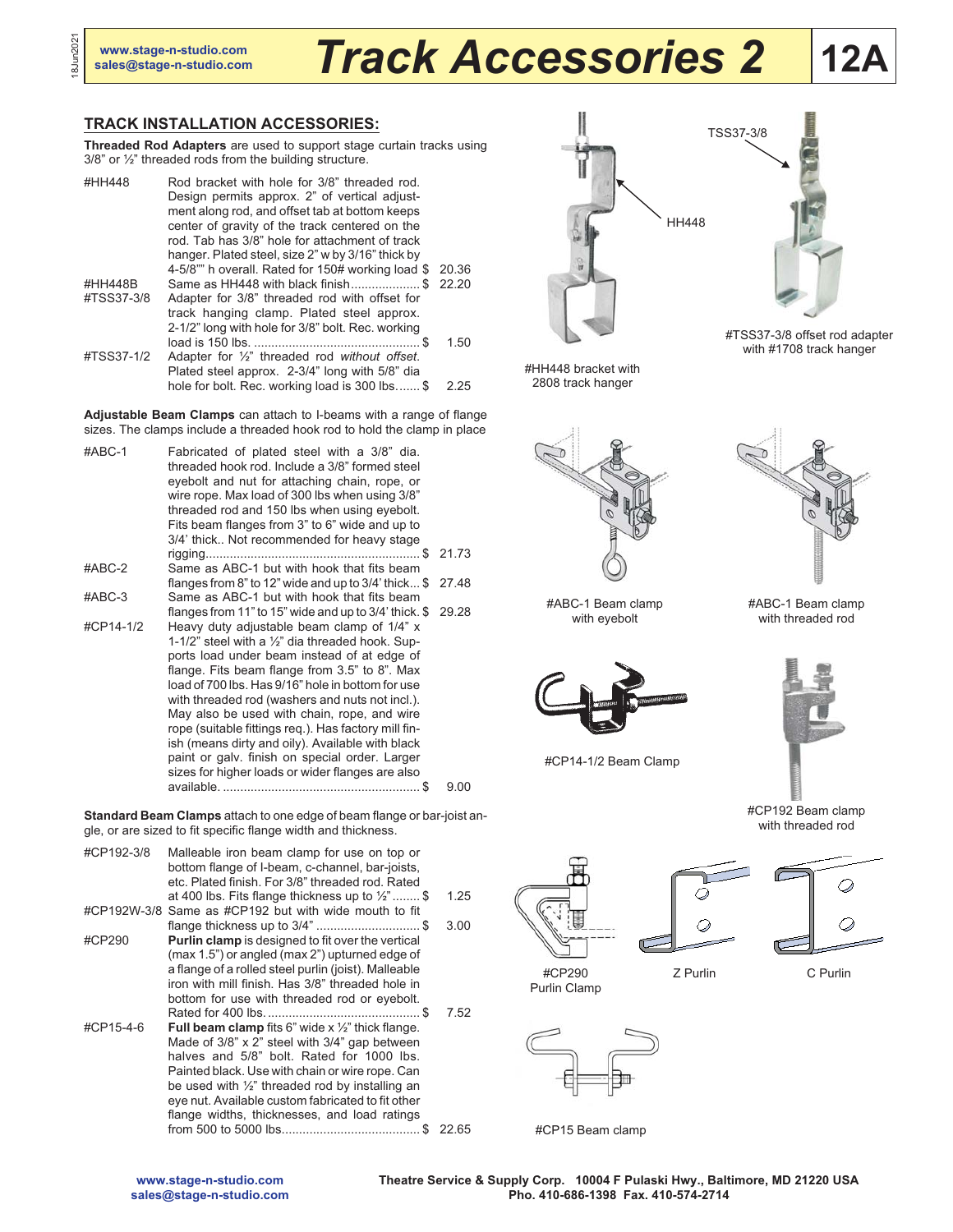www.stage-n-studio.com
sales@stage-n-studio.com

# Track Accessories 2

## TRACK INSTALLATION ACCESSORIES:

**Threaded Rod Adapters** are used to support stage curtain tracks using 3/8" or ½" threaded rods from the building structure.

| | | |
|---|---|---|
| #HH448 | Rod bracket with hole for 3/8" threaded rod. Design permits approx. 2" of vertical adjustment along rod, and offset tab at bottom keeps center of gravity of the track centered on the rod. Tab has 3/8" hole for attachment of track hanger. Plated steel, size 2" w by 3/16" thick by 4-5/8"" h overall. Rated for 150# working load | $ 20.36 |
| #HH448B | Same as HH448 with black finish.................... | $ 22.20 |
| #TSS37-3/8 | Adapter for 3/8" threaded rod with offset for track hanging clamp. Plated steel approx. 2-1/2" long with hole for 3/8" bolt. Rec. working load is 150 lbs. ................................................ | $ 1.50 |
| #TSS37-1/2 | Adapter for ½" threaded rod *without offset*. Plated steel approx. 2-3/4" long with 5/8" dia hole for bolt. Rec. working load is 300 lbs....... | $ 2.25 |

**Adjustable Beam Clamps** can attach to I-beams with a range of flange sizes. The clamps include a threaded hook rod to hold the clamp in place

| | | |
|---|---|---|
| #ABC-1 | Fabricated of plated steel with a 3/8" dia. threaded hook rod. Include a 3/8" formed steel eyebolt and nut for attaching chain, rope, or wire rope. Max load of 300 lbs when using 3/8" threaded rod and 150 lbs when using eyebolt. Fits beam flanges from 3" to 6" wide and up to 3/4' thick.. Not recommended for heavy stage rigging............................................................. | $ 21.73 |
| #ABC-2 | Same as ABC-1 but with hook that fits beam flanges from 8" to 12" wide and up to 3/4' thick... | $ 27.48 |
| #ABC-3 | Same as ABC-1 but with hook that fits beam flanges from 11" to 15" wide and up to 3/4' thick. | $ 29.28 |
| #CP14-1/2 | Heavy duty adjustable beam clamp of 1/4" x 1-1/2" steel with a ½" dia threaded hook. Supports load under beam instead of at edge of flange. Fits beam flange from 3.5" to 8". Max load of 700 lbs. Has 9/16" hole in bottom for use with threaded rod (washers and nuts not incl.). May also be used with chain, rope, and wire rope (suitable fittings req.). Has factory mill finish (means dirty and oily). Available with black paint or galv. finish on special order. Larger sizes for higher loads or wider flanges are also available. ......................................................... | $ 9.00 |

**Standard Beam Clamps** attach to one edge of beam flange or bar-joist angle, or are sized to fit specific flange width and thickness.

| | | |
|---|---|---|
| #CP192-3/8 | Malleable iron beam clamp for use on top or bottom flange of I-beam, c-channel, bar-joists, etc. Plated finish. For 3/8" threaded rod. Rated at 400 lbs. Fits flange thickness up to ½"........ | $ 1.25 |
| #CP192W-3/8 | Same as #CP192 but with wide mouth to fit flange thickness up to 3/4" .............................. | $ 3.00 |
| #CP290 | **Purlin clamp** is designed to fit over the vertical (max 1.5") or angled (max 2") upturned edge of a flange of a rolled steel purlin (joist). Malleable iron with mill finish. Has 3/8" threaded hole in bottom for use with threaded rod or eyebolt. Rated for 400 lbs. ............................................ | $ 7.52 |
| #CP15-4-6 | **Full beam clamp** fits 6" wide x ½" thick flange. Made of 3/8" x 2" steel with 3/4" gap between halves and 5/8" bolt. Rated for 1000 lbs. Painted black. Use with chain or wire rope. Can be used with ½" threaded rod by installing an eye nut. Available custom fabricated to fit other flange widths, thicknesses, and load ratings from 500 to 5000 lbs........................................ | $ 22.65 |

TSS37-3/8

HH448

#HH448 bracket with 2808 track hanger

#TSS37-3/8 offset rod adapter with #1708 track hanger

#ABC-1 Beam clamp with eyebolt

#ABC-1 Beam clamp with threaded rod

#CP14-1/2 Beam Clamp

#CP192 Beam clamp with threaded rod

#CP290 Purlin Clamp

Z Purlin

C Purlin

#CP15 Beam clamp

www.stage-n-studio.com
sales@stage-n-studio.com

Theatre Service & Supply Corp. 10004 F Pulaski Hwy., Baltimore, MD 21220 USA
Pho. 410-686-1398 Fax. 410-574-2714